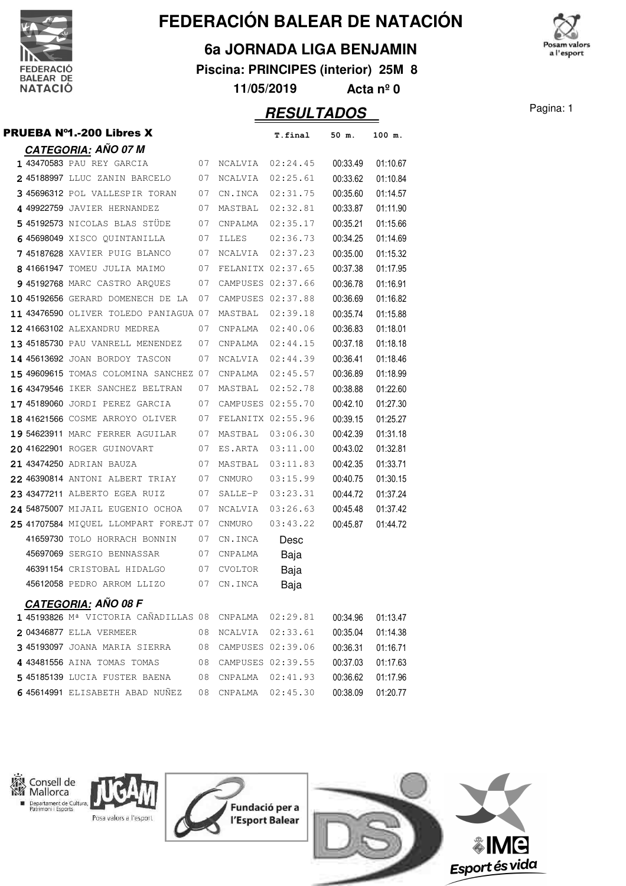# FEDERACIÓN BALEAR DE NATACIÓN

## 6a JORNADA LIGA BENJAMIN

**Piscina: PRINCIPES (interior) 25M 8**

**11/05/2019** **Acta nº 0**

## RESULTADOS

### PRUEBA Nº1.-200 Libres X

#### CATEGORIA: AÑO 07 M

| | Licencia | Nombre | Año | Club | T.final | 50 m. | 100 m. |
|---|---|---|---|---|---|---|---|
| 1 | 43470583 | PAU REY GARCIA | 07 | NCALVIA | 02:24.45 | 00:33.49 | 01:10.67 |
| 2 | 45188997 | LLUC ZANIN BARCELO | 07 | NCALVIA | 02:25.61 | 00:33.62 | 01:10.84 |
| 3 | 45696312 | POL VALLESPIR TORAN | 07 | CN.INCA | 02:31.75 | 00:35.60 | 01:14.57 |
| 4 | 49922759 | JAVIER HERNANDEZ | 07 | MASTBAL | 02:32.81 | 00:33.87 | 01:11.90 |
| 5 | 45192573 | NICOLAS BLAS STÜDE | 07 | CNPALMA | 02:35.17 | 00:35.21 | 01:15.66 |
| 6 | 45698049 | XISCO QUINTANILLA | 07 | ILLES | 02:36.73 | 00:34.25 | 01:14.69 |
| 7 | 45187628 | XAVIER PUIG BLANCO | 07 | NCALVIA | 02:37.23 | 00:35.00 | 01:15.32 |
| 8 | 41661947 | TOMEU JULIA MAIMO | 07 | FELANITX | 02:37.65 | 00:37.38 | 01:17.95 |
| 9 | 45192768 | MARC CASTRO ARQUES | 07 | CAMPUSES | 02:37.66 | 00:36.78 | 01:16.91 |
| 10 | 45192656 | GERARD DOMENECH DE LA | 07 | CAMPUSES | 02:37.88 | 00:36.69 | 01:16.82 |
| 11 | 43476590 | OLIVER TOLEDO PANIAGUA | 07 | MASTBAL | 02:39.18 | 00:35.74 | 01:15.88 |
| 12 | 41663102 | ALEXANDRU MEDREA | 07 | CNPALMA | 02:40.06 | 00:36.83 | 01:18.01 |
| 13 | 45185730 | PAU VANRELL MENENDEZ | 07 | CNPALMA | 02:44.15 | 00:37.18 | 01:18.18 |
| 14 | 45613692 | JOAN BORDOY TASCON | 07 | NCALVIA | 02:44.39 | 00:36.41 | 01:18.46 |
| 15 | 49609615 | TOMAS COLOMINA SANCHEZ | 07 | CNPALMA | 02:45.57 | 00:36.89 | 01:18.99 |
| 16 | 43479546 | IKER SANCHEZ BELTRAN | 07 | MASTBAL | 02:52.78 | 00:38.88 | 01:22.60 |
| 17 | 45189060 | JORDI PEREZ GARCIA | 07 | CAMPUSES | 02:55.70 | 00:42.10 | 01:27.30 |
| 18 | 41621566 | COSME ARROYO OLIVER | 07 | FELANITX | 02:55.96 | 00:39.15 | 01:25.27 |
| 19 | 54623911 | MARC FERRER AGUILAR | 07 | MASTBAL | 03:06.30 | 00:42.39 | 01:31.18 |
| 20 | 41622901 | ROGER GUINOVART | 07 | ES.ARTA | 03:11.00 | 00:43.02 | 01:32.81 |
| 21 | 43474250 | ADRIAN BAUZA | 07 | MASTBAL | 03:11.83 | 00:42.35 | 01:33.71 |
| 22 | 46390814 | ANTONI ALBERT TRIAY | 07 | CNMURO | 03:15.99 | 00:40.75 | 01:30.15 |
| 23 | 43477211 | ALBERTO EGEA RUIZ | 07 | SALLE-P | 03:23.31 | 00:44.72 | 01:37.24 |
| 24 | 54875007 | MIJAIL EUGENIO OCHOA | 07 | NCALVIA | 03:26.63 | 00:45.48 | 01:37.42 |
| 25 | 41707584 | MIQUEL LLOMPART FOREJT | 07 | CNMURO | 03:43.22 | 00:45.87 | 01:44.72 |
| | 41659730 | TOLO HORRACH BONNIN | 07 | CN.INCA | Desc | | |
| | 45697069 | SERGIO BENNASSAR | 07 | CNPALMA | Baja | | |
| | 46391154 | CRISTOBAL HIDALGO | 07 | CVOLTOR | Baja | | |
| | 45612058 | PEDRO ARROM LLIZO | 07 | CN.INCA | Baja | | |

#### CATEGORIA: AÑO 08 F

| | Licencia | Nombre | Año | Club | T.final | 50 m. | 100 m. |
|---|---|---|---|---|---|---|---|
| 1 | 45193826 | Mª VICTORIA CAÑADILLAS | 08 | CNPALMA | 02:29.81 | 00:34.96 | 01:13.47 |
| 2 | 04346877 | ELLA VERMEER | 08 | NCALVIA | 02:33.61 | 00:35.04 | 01:14.38 |
| 3 | 45193097 | JOANA MARIA SIERRA | 08 | CAMPUSES | 02:39.06 | 00:36.31 | 01:16.71 |
| 4 | 43481556 | AINA TOMAS TOMAS | 08 | CAMPUSES | 02:39.55 | 00:37.03 | 01:17.63 |
| 5 | 45185139 | LUCIA FUSTER BAENA | 08 | CNPALMA | 02:41.93 | 00:36.62 | 01:17.96 |
| 6 | 45614991 | ELISABETH ABAD NUÑEZ | 08 | CNPALMA | 02:45.30 | 00:38.09 | 01:20.77 |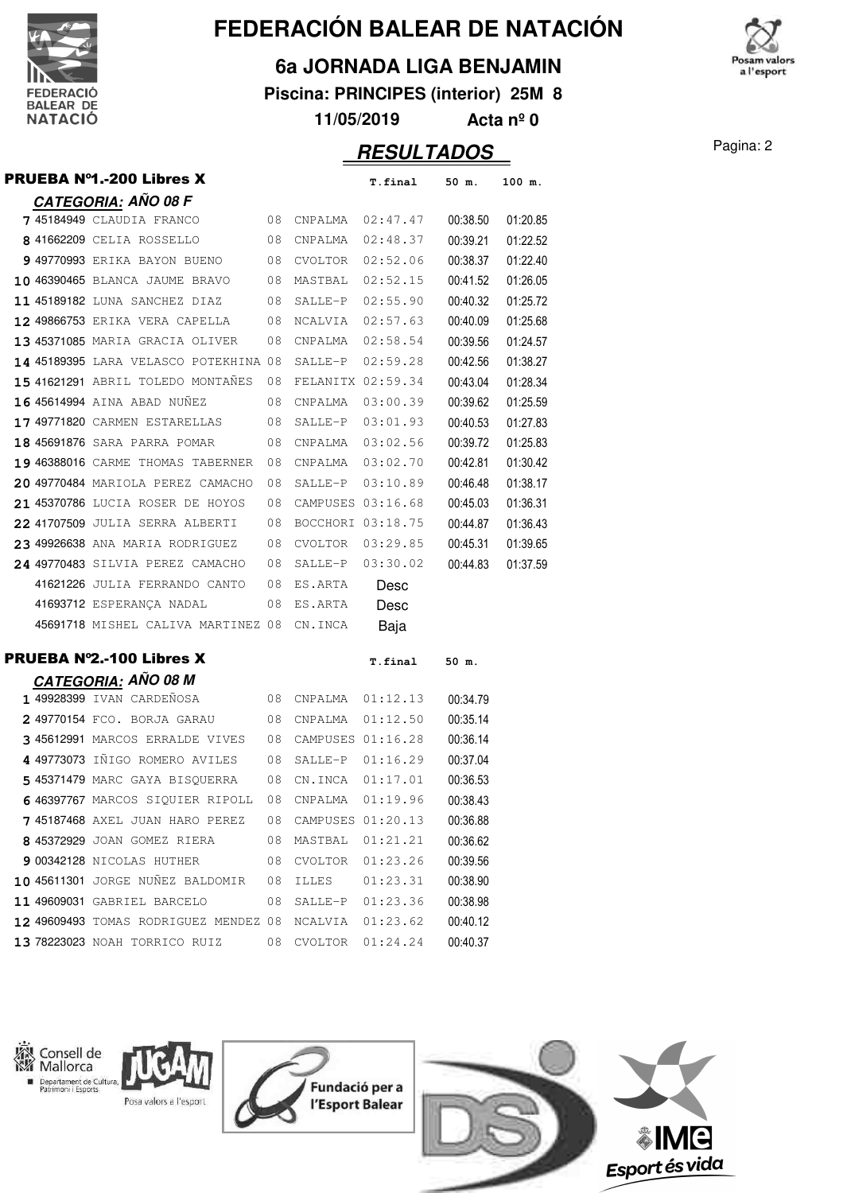# FEDERACIÓN BALEAR DE NATACIÓN

## 6a JORNADA LIGA BENJAMIN

**Piscina: PRINCIPES (interior) 25M 8**

**11/05/2019 Acta nº 0**

## RESULTADOS

### PRUEBA Nº1.-200 Libres X

**CATEGORIA: AÑO 08 F**

| Pos. | Licencia | Nombre | Año | Club | T.final | 50 m. | 100 m. |
|---|---|---|---|---|---|---|---|
| 7 | 45184949 | CLAUDIA FRANCO | 08 | CNPALMA | 02:47.47 | 00:38.50 | 01:20.85 |
| 8 | 41662209 | CELIA ROSSELLO | 08 | CNPALMA | 02:48.37 | 00:39.21 | 01:22.52 |
| 9 | 49770993 | ERIKA BAYON BUENO | 08 | CVOLTOR | 02:52.06 | 00:38.37 | 01:22.40 |
| 10 | 46390465 | BLANCA JAUME BRAVO | 08 | MASTBAL | 02:52.15 | 00:41.52 | 01:26.05 |
| 11 | 45189182 | LUNA SANCHEZ DIAZ | 08 | SALLE-P | 02:55.90 | 00:40.32 | 01:25.72 |
| 12 | 49866753 | ERIKA VERA CAPELLA | 08 | NCALVIA | 02:57.63 | 00:40.09 | 01:25.68 |
| 13 | 45371085 | MARIA GRACIA OLIVER | 08 | CNPALMA | 02:58.54 | 00:39.56 | 01:24.57 |
| 14 | 45189395 | LARA VELASCO POTEKHINA | 08 | SALLE-P | 02:59.28 | 00:42.56 | 01:38.27 |
| 15 | 41621291 | ABRIL TOLEDO MONTAÑES | 08 | FELANITX | 02:59.34 | 00:43.04 | 01:28.34 |
| 16 | 45614994 | AINA ABAD NUÑEZ | 08 | CNPALMA | 03:00.39 | 00:39.62 | 01:25.59 |
| 17 | 49771820 | CARMEN ESTARELLAS | 08 | SALLE-P | 03:01.93 | 00:40.53 | 01:27.83 |
| 18 | 45691876 | SARA PARRA POMAR | 08 | CNPALMA | 03:02.56 | 00:39.72 | 01:25.83 |
| 19 | 46388016 | CARME THOMAS TABERNER | 08 | CNPALMA | 03:02.70 | 00:42.81 | 01:30.42 |
| 20 | 49770484 | MARIOLA PEREZ CAMACHO | 08 | SALLE-P | 03:10.89 | 00:46.48 | 01:38.17 |
| 21 | 45370786 | LUCIA ROSER DE HOYOS | 08 | CAMPUSES | 03:16.68 | 00:45.03 | 01:36.31 |
| 22 | 41707509 | JULIA SERRA ALBERTI | 08 | BOCCHORI | 03:18.75 | 00:44.87 | 01:36.43 |
| 23 | 49926638 | ANA MARIA RODRIGUEZ | 08 | CVOLTOR | 03:29.85 | 00:45.31 | 01:39.65 |
| 24 | 49770483 | SILVIA PEREZ CAMACHO | 08 | SALLE-P | 03:30.02 | 00:44.83 | 01:37.59 |
| | 41621226 | JULIA FERRANDO CANTO | 08 | ES.ARTA | Desc | | |
| | 41693712 | ESPERANÇA NADAL | 08 | ES.ARTA | Desc | | |
| | 45691718 | MISHEL CALIVA MARTINEZ | 08 | CN.INCA | Baja | | |

### PRUEBA Nº2.-100 Libres X

**CATEGORIA: AÑO 08 M**

| Pos. | Licencia | Nombre | Año | Club | T.final | 50 m. |
|---|---|---|---|---|---|---|
| 1 | 49928399 | IVAN CARDEÑOSA | 08 | CNPALMA | 01:12.13 | 00:34.79 |
| 2 | 49770154 | FCO. BORJA GARAU | 08 | CNPALMA | 01:12.50 | 00:35.14 |
| 3 | 45612991 | MARCOS ERRALDE VIVES | 08 | CAMPUSES | 01:16.28 | 00:36.14 |
| 4 | 49773073 | IÑIGO ROMERO AVILES | 08 | SALLE-P | 01:16.29 | 00:37.04 |
| 5 | 45371479 | MARC GAYA BISQUERRA | 08 | CN.INCA | 01:17.01 | 00:36.53 |
| 6 | 46397767 | MARCOS SIQUIER RIPOLL | 08 | CNPALMA | 01:19.96 | 00:38.43 |
| 7 | 45187468 | AXEL JUAN HARO PEREZ | 08 | CAMPUSES | 01:20.13 | 00:36.88 |
| 8 | 45372929 | JOAN GOMEZ RIERA | 08 | MASTBAL | 01:21.21 | 00:36.62 |
| 9 | 00342128 | NICOLAS HUTHER | 08 | CVOLTOR | 01:23.26 | 00:39.56 |
| 10 | 45611301 | JORGE NUÑEZ BALDOMIR | 08 | ILLES | 01:23.31 | 00:38.90 |
| 11 | 49609031 | GABRIEL BARCELO | 08 | SALLE-P | 01:23.36 | 00:38.98 |
| 12 | 49609493 | TOMAS RODRIGUEZ MENDEZ | 08 | NCALVIA | 01:23.62 | 00:40.12 |
| 13 | 78223023 | NOAH TORRICO RUIZ | 08 | CVOLTOR | 01:24.24 | 00:40.37 |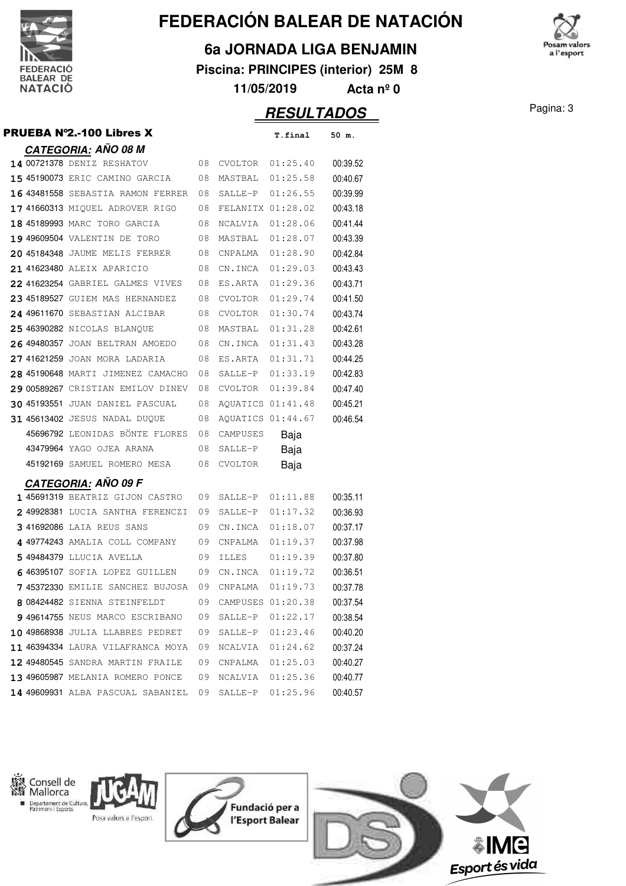# FEDERACIÓN BALEAR DE NATACIÓN

## 6a JORNADA LIGA BENJAMIN

**Piscina: PRINCIPES (interior) 25M 8**

**11/05/2019 Acta nº 0**

## *RESULTADOS*

### PRUEBA Nº2.-100 Libres X

#### *CATEGORIA: AÑO 08 M*

| Pos | Licencia | Nombre | Año | Club | T.final | 50 m. |
|---|---|---|---|---|---|---|
| 14 | 00721378 | DENIZ RESHATOV | 08 | CVOLTOR | 01:25.40 | 00:39.52 |
| 15 | 45190073 | ERIC CAMINO GARCIA | 08 | MASTBAL | 01:25.58 | 00:40.67 |
| 16 | 43481558 | SEBASTIA RAMON FERRER | 08 | SALLE-P | 01:26.55 | 00:39.99 |
| 17 | 41660313 | MIQUEL ADROVER RIGO | 08 | FELANITX | 01:28.02 | 00:43.18 |
| 18 | 45189993 | MARC TORO GARCIA | 08 | NCALVIA | 01:28.06 | 00:41.44 |
| 19 | 49609504 | VALENTIN DE TORO | 08 | MASTBAL | 01:28.07 | 00:43.39 |
| 20 | 45184348 | JAUME MELIS FERRER | 08 | CNPALMA | 01:28.90 | 00:42.84 |
| 21 | 41623480 | ALEIX APARICIO | 08 | CN.INCA | 01:29.03 | 00:43.43 |
| 22 | 41623254 | GABRIEL GALMES VIVES | 08 | ES.ARTA | 01:29.36 | 00:43.71 |
| 23 | 45189527 | GUIEM MAS HERNANDEZ | 08 | CVOLTOR | 01:29.74 | 00:41.50 |
| 24 | 49611670 | SEBASTIAN ALCIBAR | 08 | CVOLTOR | 01:30.74 | 00:43.74 |
| 25 | 46390282 | NICOLAS BLANQUE | 08 | MASTBAL | 01:31.28 | 00:42.61 |
| 26 | 49480357 | JOAN BELTRAN AMOEDO | 08 | CN.INCA | 01:31.43 | 00:43.28 |
| 27 | 41621259 | JOAN MORA LADARIA | 08 | ES.ARTA | 01:31.71 | 00:44.25 |
| 28 | 45190648 | MARTI JIMENEZ CAMACHO | 08 | SALLE-P | 01:33.19 | 00:42.83 |
| 29 | 00589267 | CRISTIAN EMILOV DINEV | 08 | CVOLTOR | 01:39.84 | 00:47.40 |
| 30 | 45193551 | JUAN DANIEL PASCUAL | 08 | AQUATICS | 01:41.48 | 00:45.21 |
| 31 | 45613402 | JESUS NADAL DUQUE | 08 | AQUATICS | 01:44.67 | 00:46.54 |
| | 45696792 | LEONIDAS BÖNTE FLORES | 08 | CAMPUSES | Baja | |
| | 43479964 | YAGO OJEA ARANA | 08 | SALLE-P | Baja | |
| | 45192169 | SAMUEL ROMERO MESA | 08 | CVOLTOR | Baja | |

#### *CATEGORIA: AÑO 09 F*

| Pos | Licencia | Nombre | Año | Club | T.final | 50 m. |
|---|---|---|---|---|---|---|
| 1 | 45691319 | BEATRIZ GIJON CASTRO | 09 | SALLE-P | 01:11.88 | 00:35.11 |
| 2 | 49928381 | LUCIA SANTHA FERENCZI | 09 | SALLE-P | 01:17.32 | 00:36.93 |
| 3 | 41692086 | LAIA REUS SANS | 09 | CN.INCA | 01:18.07 | 00:37.17 |
| 4 | 49774243 | AMALIA COLL COMPANY | 09 | CNPALMA | 01:19.37 | 00:37.98 |
| 5 | 49484379 | LLUCIA AVELLA | 09 | ILLES | 01:19.39 | 00:37.80 |
| 6 | 46395107 | SOFIA LOPEZ GUILLEN | 09 | CN.INCA | 01:19.72 | 00:36.51 |
| 7 | 45372330 | EMILIE SANCHEZ BUJOSA | 09 | CNPALMA | 01:19.73 | 00:37.78 |
| 8 | 08424482 | SIENNA STEINFELDT | 09 | CAMPUSES | 01:20.38 | 00:37.54 |
| 9 | 49614755 | NEUS MARCO ESCRIBANO | 09 | SALLE-P | 01:22.17 | 00:38.54 |
| 10 | 49868938 | JULIA LLABRES PEDRET | 09 | SALLE-P | 01:23.46 | 00:40.20 |
| 11 | 46394334 | LAURA VILAFRANCA MOYA | 09 | NCALVIA | 01:24.62 | 00:37.24 |
| 12 | 49480545 | SANDRA MARTIN FRAILE | 09 | CNPALMA | 01:25.03 | 00:40.27 |
| 13 | 49605987 | MELANIA ROMERO PONCE | 09 | NCALVIA | 01:25.36 | 00:40.77 |
| 14 | 49609931 | ALBA PASCUAL SABANIEL | 09 | SALLE-P | 01:25.96 | 00:40.57 |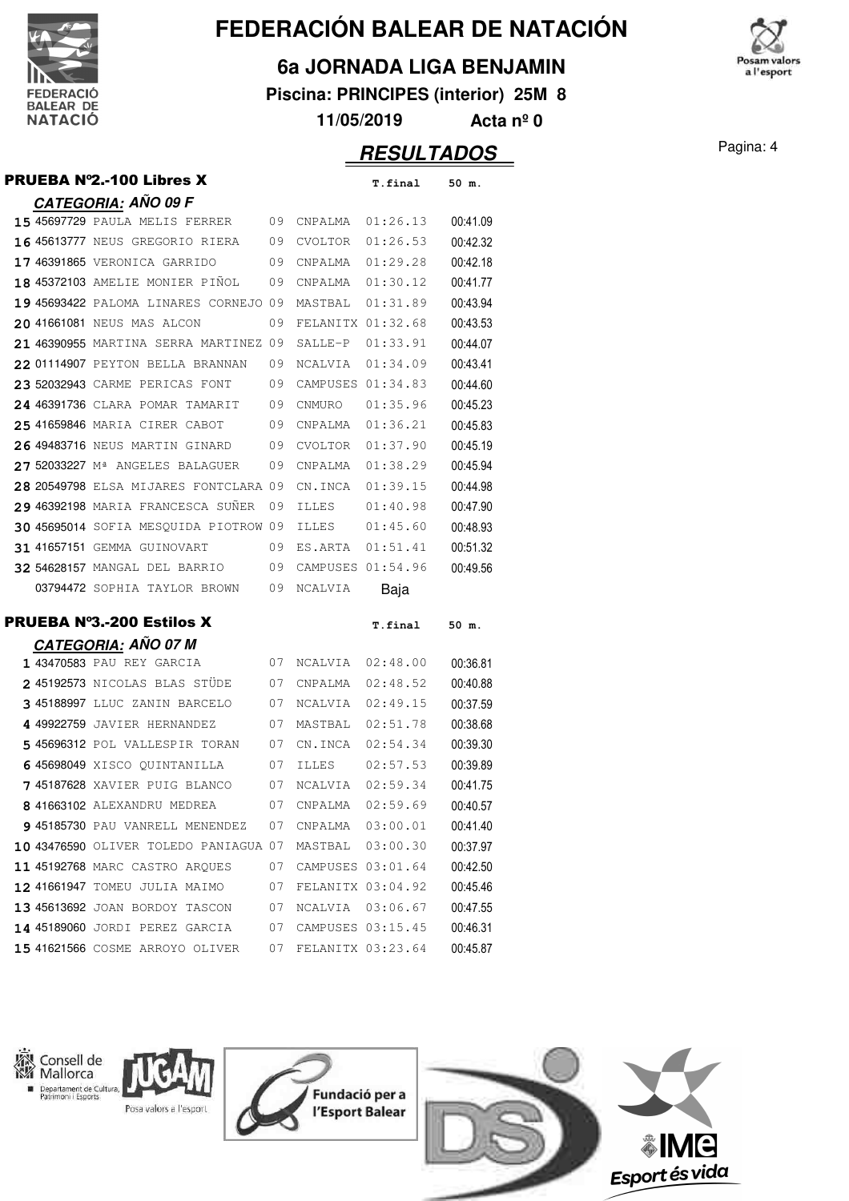# FEDERACIÓN BALEAR DE NATACIÓN

## 6a JORNADA LIGA BENJAMIN

**Piscina: PRINCIPES (interior) 25M 8**

**11/05/2019 Acta nº 0**

## *RESULTADOS*

### PRUEBA Nº2.-100 Libres X

***CATEGORIA: AÑO 09 F***

| Pos. | Licencia | Nombre | Año | Club | T.final | 50 m. |
|---|---|---|---|---|---|---|
| 15 | 45697729 | PAULA MELIS FERRER | 09 | CNPALMA | 01:26.13 | 00:41.09 |
| 16 | 45613777 | NEUS GREGORIO RIERA | 09 | CVOLTOR | 01:26.53 | 00:42.32 |
| 17 | 46391865 | VERONICA GARRIDO | 09 | CNPALMA | 01:29.28 | 00:42.18 |
| 18 | 45372103 | AMELIE MONIER PIÑOL | 09 | CNPALMA | 01:30.12 | 00:41.77 |
| 19 | 45693422 | PALOMA LINARES CORNEJO | 09 | MASTBAL | 01:31.89 | 00:43.94 |
| 20 | 41661081 | NEUS MAS ALCON | 09 | FELANITX | 01:32.68 | 00:43.53 |
| 21 | 46390955 | MARTINA SERRA MARTINEZ | 09 | SALLE-P | 01:33.91 | 00:44.07 |
| 22 | 01114907 | PEYTON BELLA BRANNAN | 09 | NCALVIA | 01:34.09 | 00:43.41 |
| 23 | 52032943 | CARME PERICAS FONT | 09 | CAMPUSES | 01:34.83 | 00:44.60 |
| 24 | 46391736 | CLARA POMAR TAMARIT | 09 | CNMURO | 01:35.96 | 00:45.23 |
| 25 | 41659846 | MARIA CIRER CABOT | 09 | CNPALMA | 01:36.21 | 00:45.83 |
| 26 | 49483716 | NEUS MARTIN GINARD | 09 | CVOLTOR | 01:37.90 | 00:45.19 |
| 27 | 52033227 | Mª ANGELES BALAGUER | 09 | CNPALMA | 01:38.29 | 00:45.94 |
| 28 | 20549798 | ELSA MIJARES FONTCLARA | 09 | CN.INCA | 01:39.15 | 00:44.98 |
| 29 | 46392198 | MARIA FRANCESCA SUÑER | 09 | ILLES | 01:40.98 | 00:47.90 |
| 30 | 45695014 | SOFIA MESQUIDA PIOTROW | 09 | ILLES | 01:45.60 | 00:48.93 |
| 31 | 41657151 | GEMMA GUINOVART | 09 | ES.ARTA | 01:51.41 | 00:51.32 |
| 32 | 54628157 | MANGAL DEL BARRIO | 09 | CAMPUSES | 01:54.96 | 00:49.56 |
| | 03794472 | SOPHIA TAYLOR BROWN | 09 | NCALVIA | Baja | |

### PRUEBA Nº3.-200 Estilos X

***CATEGORIA: AÑO 07 M***

| Pos. | Licencia | Nombre | Año | Club | T.final | 50 m. |
|---|---|---|---|---|---|---|
| 1 | 43470583 | PAU REY GARCIA | 07 | NCALVIA | 02:48.00 | 00:36.81 |
| 2 | 45192573 | NICOLAS BLAS STÜDE | 07 | CNPALMA | 02:48.52 | 00:40.88 |
| 3 | 45188997 | LLUC ZANIN BARCELO | 07 | NCALVIA | 02:49.15 | 00:37.59 |
| 4 | 49922759 | JAVIER HERNANDEZ | 07 | MASTBAL | 02:51.78 | 00:38.68 |
| 5 | 45696312 | POL VALLESPIR TORAN | 07 | CN.INCA | 02:54.34 | 00:39.30 |
| 6 | 45698049 | XISCO QUINTANILLA | 07 | ILLES | 02:57.53 | 00:39.89 |
| 7 | 45187628 | XAVIER PUIG BLANCO | 07 | NCALVIA | 02:59.34 | 00:41.75 |
| 8 | 41663102 | ALEXANDRU MEDREA | 07 | CNPALMA | 02:59.69 | 00:40.57 |
| 9 | 45185730 | PAU VANRELL MENENDEZ | 07 | CNPALMA | 03:00.01 | 00:41.40 |
| 10 | 43476590 | OLIVER TOLEDO PANIAGUA | 07 | MASTBAL | 03:00.30 | 00:37.97 |
| 11 | 45192768 | MARC CASTRO ARQUES | 07 | CAMPUSES | 03:01.64 | 00:42.50 |
| 12 | 41661947 | TOMEU JULIA MAIMO | 07 | FELANITX | 03:04.92 | 00:45.46 |
| 13 | 45613692 | JOAN BORDOY TASCON | 07 | NCALVIA | 03:06.67 | 00:47.55 |
| 14 | 45189060 | JORDI PEREZ GARCIA | 07 | CAMPUSES | 03:15.45 | 00:46.31 |
| 15 | 41621566 | COSME ARROYO OLIVER | 07 | FELANITX | 03:23.64 | 00:45.87 |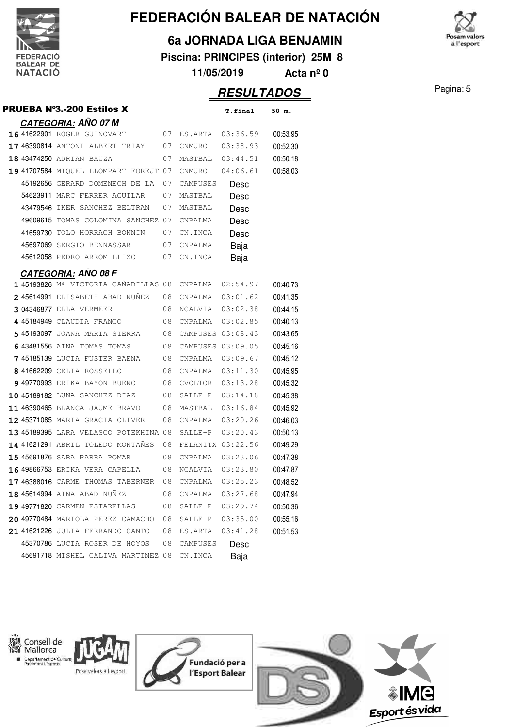# FEDERACIÓN BALEAR DE NATACIÓN

## 6a JORNADA LIGA BENJAMIN

**Piscina: PRINCIPES (interior) 25M 8**

**11/05/2019** **Acta nº 0**

## *RESULTADOS*

### PRUEBA Nº3.-200 Estilos X

#### *CATEGORIA: AÑO 07 M*

| Pos. | Licencia | Nombre | Año | Club | T.final | 50 m. |
|---|---|---|---|---|---|---|
| 16 | 41622901 | ROGER GUINOVART | 07 | ES.ARTA | 03:36.59 | 00:53.95 |
| 17 | 46390814 | ANTONI ALBERT TRIAY | 07 | CNMURO | 03:38.93 | 00:52.30 |
| 18 | 43474250 | ADRIAN BAUZA | 07 | MASTBAL | 03:44.51 | 00:50.18 |
| 19 | 41707584 | MIQUEL LLOMPART FOREJT | 07 | CNMURO | 04:06.61 | 00:58.03 |
| | 45192656 | GERARD DOMENECH DE LA | 07 | CAMPUSES | Desc | |
| | 54623911 | MARC FERRER AGUILAR | 07 | MASTBAL | Desc | |
| | 43479546 | IKER SANCHEZ BELTRAN | 07 | MASTBAL | Desc | |
| | 49609615 | TOMAS COLOMINA SANCHEZ | 07 | CNPALMA | Desc | |
| | 41659730 | TOLO HORRACH BONNIN | 07 | CN.INCA | Desc | |
| | 45697069 | SERGIO BENNASSAR | 07 | CNPALMA | Baja | |
| | 45612058 | PEDRO ARROM LLIZO | 07 | CN.INCA | Baja | |

#### *CATEGORIA: AÑO 08 F*

| Pos. | Licencia | Nombre | Año | Club | T.final | 50 m. |
|---|---|---|---|---|---|---|
| 1 | 45193826 | Mª VICTORIA CAÑADILLAS | 08 | CNPALMA | 02:54.97 | 00:40.73 |
| 2 | 45614991 | ELISABETH ABAD NUÑEZ | 08 | CNPALMA | 03:01.62 | 00:41.35 |
| 3 | 04346877 | ELLA VERMEER | 08 | NCALVIA | 03:02.38 | 00:44.15 |
| 4 | 45184949 | CLAUDIA FRANCO | 08 | CNPALMA | 03:02.85 | 00:40.13 |
| 5 | 45193097 | JOANA MARIA SIERRA | 08 | CAMPUSES | 03:08.43 | 00:43.65 |
| 6 | 43481556 | AINA TOMAS TOMAS | 08 | CAMPUSES | 03:09.05 | 00:45.16 |
| 7 | 45185139 | LUCIA FUSTER BAENA | 08 | CNPALMA | 03:09.67 | 00:45.12 |
| 8 | 41662209 | CELIA ROSSELLO | 08 | CNPALMA | 03:11.30 | 00:45.95 |
| 9 | 49770993 | ERIKA BAYON BUENO | 08 | CVOLTOR | 03:13.28 | 00:45.32 |
| 10 | 45189182 | LUNA SANCHEZ DIAZ | 08 | SALLE-P | 03:14.18 | 00:45.38 |
| 11 | 46390465 | BLANCA JAUME BRAVO | 08 | MASTBAL | 03:16.84 | 00:45.92 |
| 12 | 45371085 | MARIA GRACIA OLIVER | 08 | CNPALMA | 03:20.26 | 00:46.03 |
| 13 | 45189395 | LARA VELASCO POTEKHINA | 08 | SALLE-P | 03:20.43 | 00:50.13 |
| 14 | 41621291 | ABRIL TOLEDO MONTAÑES | 08 | FELANITX | 03:22.56 | 00:49.29 |
| 15 | 45691876 | SARA PARRA POMAR | 08 | CNPALMA | 03:23.06 | 00:47.38 |
| 16 | 49866753 | ERIKA VERA CAPELLA | 08 | NCALVIA | 03:23.80 | 00:47.87 |
| 17 | 46388016 | CARME THOMAS TABERNER | 08 | CNPALMA | 03:25.23 | 00:48.52 |
| 18 | 45614994 | AINA ABAD NUÑEZ | 08 | CNPALMA | 03:27.68 | 00:47.94 |
| 19 | 49771820 | CARMEN ESTARELLAS | 08 | SALLE-P | 03:29.74 | 00:50.36 |
| 20 | 49770484 | MARIOLA PEREZ CAMACHO | 08 | SALLE-P | 03:35.00 | 00:55.16 |
| 21 | 41621226 | JULIA FERRANDO CANTO | 08 | ES.ARTA | 03:41.28 | 00:51.53 |
| | 45370786 | LUCIA ROSER DE HOYOS | 08 | CAMPUSES | Desc | |
| | 45691718 | MISHEL CALIVA MARTINEZ | 08 | CN.INCA | Baja | |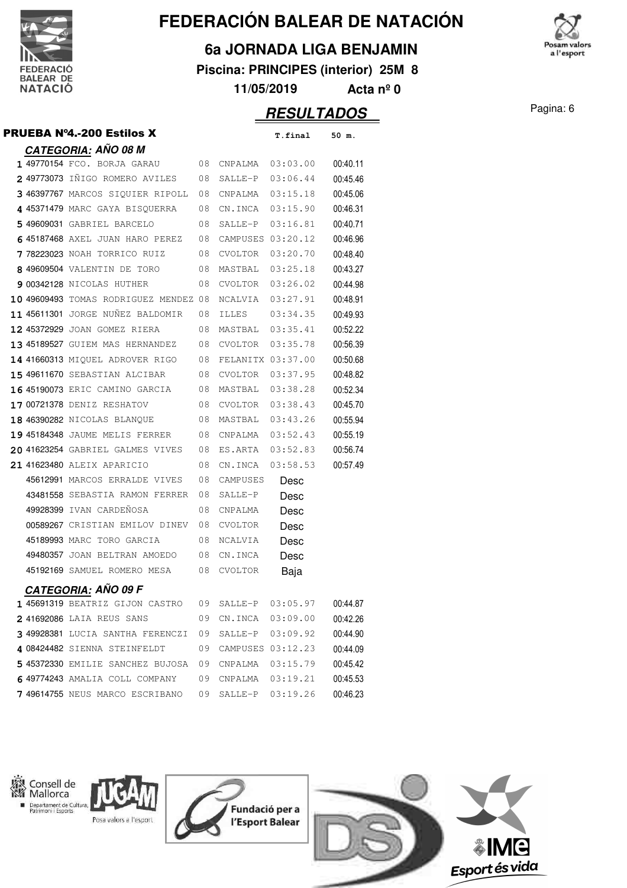# FEDERACIÓN BALEAR DE NATACIÓN

## 6a JORNADA LIGA BENJAMIN

**Piscina: PRINCIPES (interior) 25M 8**

**11/05/2019 Acta nº 0**

## RESULTADOS

### PRUEBA Nº4.-200 Estilos X

#### CATEGORIA: AÑO 08 M

| Pos. | Licencia | Nombre | Año | Club | T.final | 50 m. |
|---|---|---|---|---|---|---|
| 1 | 49770154 | FCO. BORJA GARAU | 08 | CNPALMA | 03:03.00 | 00:40.11 |
| 2 | 49773073 | IÑIGO ROMERO AVILES | 08 | SALLE-P | 03:06.44 | 00:45.46 |
| 3 | 46397767 | MARCOS SIQUIER RIPOLL | 08 | CNPALMA | 03:15.18 | 00:45.06 |
| 4 | 45371479 | MARC GAYA BISQUERRA | 08 | CN.INCA | 03:15.90 | 00:46.31 |
| 5 | 49609031 | GABRIEL BARCELO | 08 | SALLE-P | 03:16.81 | 00:40.71 |
| 6 | 45187468 | AXEL JUAN HARO PEREZ | 08 | CAMPUSES | 03:20.12 | 00:46.96 |
| 7 | 78223023 | NOAH TORRICO RUIZ | 08 | CVOLTOR | 03:20.70 | 00:48.40 |
| 8 | 49609504 | VALENTIN DE TORO | 08 | MASTBAL | 03:25.18 | 00:43.27 |
| 9 | 00342128 | NICOLAS HUTHER | 08 | CVOLTOR | 03:26.02 | 00:44.98 |
| 10 | 49609493 | TOMAS RODRIGUEZ MENDEZ | 08 | NCALVIA | 03:27.91 | 00:48.91 |
| 11 | 45611301 | JORGE NUÑEZ BALDOMIR | 08 | ILLES | 03:34.35 | 00:49.93 |
| 12 | 45372929 | JOAN GOMEZ RIERA | 08 | MASTBAL | 03:35.41 | 00:52.22 |
| 13 | 45189527 | GUIEM MAS HERNANDEZ | 08 | CVOLTOR | 03:35.78 | 00:56.39 |
| 14 | 41660313 | MIQUEL ADROVER RIGO | 08 | FELANITX | 03:37.00 | 00:50.68 |
| 15 | 49611670 | SEBASTIAN ALCIBAR | 08 | CVOLTOR | 03:37.95 | 00:48.82 |
| 16 | 45190073 | ERIC CAMINO GARCIA | 08 | MASTBAL | 03:38.28 | 00:52.34 |
| 17 | 00721378 | DENIZ RESHATOV | 08 | CVOLTOR | 03:38.43 | 00:45.70 |
| 18 | 46390282 | NICOLAS BLANQUE | 08 | MASTBAL | 03:43.26 | 00:55.94 |
| 19 | 45184348 | JAUME MELIS FERRER | 08 | CNPALMA | 03:52.43 | 00:55.19 |
| 20 | 41623254 | GABRIEL GALMES VIVES | 08 | ES.ARTA | 03:52.83 | 00:56.74 |
| 21 | 41623480 | ALEIX APARICIO | 08 | CN.INCA | 03:58.53 | 00:57.49 |
| | 45612991 | MARCOS ERRALDE VIVES | 08 | CAMPUSES | Desc | |
| | 43481558 | SEBASTIA RAMON FERRER | 08 | SALLE-P | Desc | |
| | 49928399 | IVAN CARDEÑOSA | 08 | CNPALMA | Desc | |
| | 00589267 | CRISTIAN EMILOV DINEV | 08 | CVOLTOR | Desc | |
| | 45189993 | MARC TORO GARCIA | 08 | NCALVIA | Desc | |
| | 49480357 | JOAN BELTRAN AMOEDO | 08 | CN.INCA | Desc | |
| | 45192169 | SAMUEL ROMERO MESA | 08 | CVOLTOR | Baja | |

#### CATEGORIA: AÑO 09 F

| Pos. | Licencia | Nombre | Año | Club | T.final | 50 m. |
|---|---|---|---|---|---|---|
| 1 | 45691319 | BEATRIZ GIJON CASTRO | 09 | SALLE-P | 03:05.97 | 00:44.87 |
| 2 | 41692086 | LAIA REUS SANS | 09 | CN.INCA | 03:09.00 | 00:42.26 |
| 3 | 49928381 | LUCIA SANTHA FERENCZI | 09 | SALLE-P | 03:09.92 | 00:44.90 |
| 4 | 08424482 | SIENNA STEINFELDT | 09 | CAMPUSES | 03:12.23 | 00:44.09 |
| 5 | 45372330 | EMILIE SANCHEZ BUJOSA | 09 | CNPALMA | 03:15.79 | 00:45.42 |
| 6 | 49774243 | AMALIA COLL COMPANY | 09 | CNPALMA | 03:19.21 | 00:45.53 |
| 7 | 49614755 | NEUS MARCO ESCRIBANO | 09 | SALLE-P | 03:19.26 | 00:46.23 |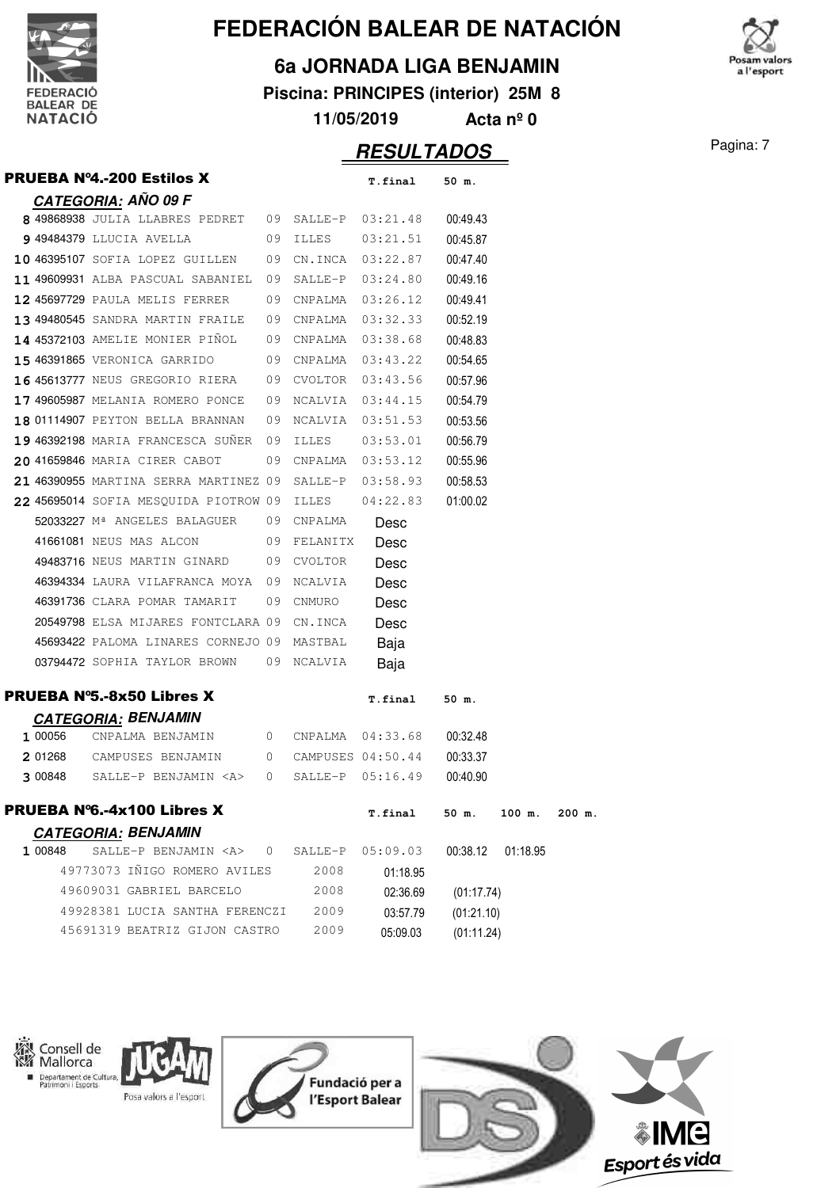# FEDERACIÓN BALEAR DE NATACIÓN

## 6a JORNADA LIGA BENJAMIN

**Piscina: PRINCIPES (interior) 25M 8**

**11/05/2019** **Acta nº 0**

## *RESULTADOS*

### PRUEBA Nº4.-200 Estilos X

**CATEGORIA: AÑO 09 F**

| Pos | Licencia | Nombre | Año | Club | T.final | 50 m. |
|---|---|---|---|---|---|---|
| 8 | 49868938 | JULIA LLABRES PEDRET | 09 | SALLE-P | 03:21.48 | 00:49.43 |
| 9 | 49484379 | LLUCIA AVELLA | 09 | ILLES | 03:21.51 | 00:45.87 |
| 10 | 46395107 | SOFIA LOPEZ GUILLEN | 09 | CN.INCA | 03:22.87 | 00:47.40 |
| 11 | 49609931 | ALBA PASCUAL SABANIEL | 09 | SALLE-P | 03:24.80 | 00:49.16 |
| 12 | 45697729 | PAULA MELIS FERRER | 09 | CNPALMA | 03:26.12 | 00:49.41 |
| 13 | 49480545 | SANDRA MARTIN FRAILE | 09 | CNPALMA | 03:32.33 | 00:52.19 |
| 14 | 45372103 | AMELIE MONIER PIÑOL | 09 | CNPALMA | 03:38.68 | 00:48.83 |
| 15 | 46391865 | VERONICA GARRIDO | 09 | CNPALMA | 03:43.22 | 00:54.65 |
| 16 | 45613777 | NEUS GREGORIO RIERA | 09 | CVOLTOR | 03:43.56 | 00:57.96 |
| 17 | 49605987 | MELANIA ROMERO PONCE | 09 | NCALVIA | 03:44.15 | 00:54.79 |
| 18 | 01114907 | PEYTON BELLA BRANNAN | 09 | NCALVIA | 03:51.53 | 00:53.56 |
| 19 | 46392198 | MARIA FRANCESCA SUÑER | 09 | ILLES | 03:53.01 | 00:56.79 |
| 20 | 41659846 | MARIA CIRER CABOT | 09 | CNPALMA | 03:53.12 | 00:55.96 |
| 21 | 46390955 | MARTINA SERRA MARTINEZ | 09 | SALLE-P | 03:58.93 | 00:58.53 |
| 22 | 45695014 | SOFIA MESQUIDA PIOTROW | 09 | ILLES | 04:22.83 | 01:00.02 |
| | 52033227 | Mª ANGELES BALAGUER | 09 | CNPALMA | Desc | |
| | 41661081 | NEUS MAS ALCON | 09 | FELANITX | Desc | |
| | 49483716 | NEUS MARTIN GINARD | 09 | CVOLTOR | Desc | |
| | 46394334 | LAURA VILAFRANCA MOYA | 09 | NCALVIA | Desc | |
| | 46391736 | CLARA POMAR TAMARIT | 09 | CNMURO | Desc | |
| | 20549798 | ELSA MIJARES FONTCLARA | 09 | CN.INCA | Desc | |
| | 45693422 | PALOMA LINARES CORNEJO | 09 | MASTBAL | Baja | |
| | 03794472 | SOPHIA TAYLOR BROWN | 09 | NCALVIA | Baja | |

### PRUEBA Nº5.-8x50 Libres X

**CATEGORIA: BENJAMIN**

| Pos | Licencia | Equipo | | Club | T.final | 50 m. |
|---|---|---|---|---|---|---|
| 1 | 00056 | CNPALMA BENJAMIN | 0 | CNPALMA | 04:33.68 | 00:32.48 |
| 2 | 01268 | CAMPUSES BENJAMIN | 0 | CAMPUSES | 04:50.44 | 00:33.37 |
| 3 | 00848 | SALLE-P BENJAMIN <A> | 0 | SALLE-P | 05:16.49 | 00:40.90 |

### PRUEBA Nº6.-4x100 Libres X

**CATEGORIA: BENJAMIN**

| Pos | Licencia | Equipo | | Club | T.final | 50 m. | 100 m. | 200 m. |
|---|---|---|---|---|---|---|---|---|
| 1 | 00848 | SALLE-P BENJAMIN <A> | 0 | SALLE-P | 05:09.03 | 00:38.12 | 01:18.95 | |
| | 49773073 | IÑIGO ROMERO AVILES | | 2008 | 01:18.95 | | | |
| | 49609031 | GABRIEL BARCELO | | 2008 | 02:36.69 | (01:17.74) | | |
| | 49928381 | LUCIA SANTHA FERENCZI | | 2009 | 03:57.79 | (01:21.10) | | |
| | 45691319 | BEATRIZ GIJON CASTRO | | 2009 | 05:09.03 | (01:11.24) | | |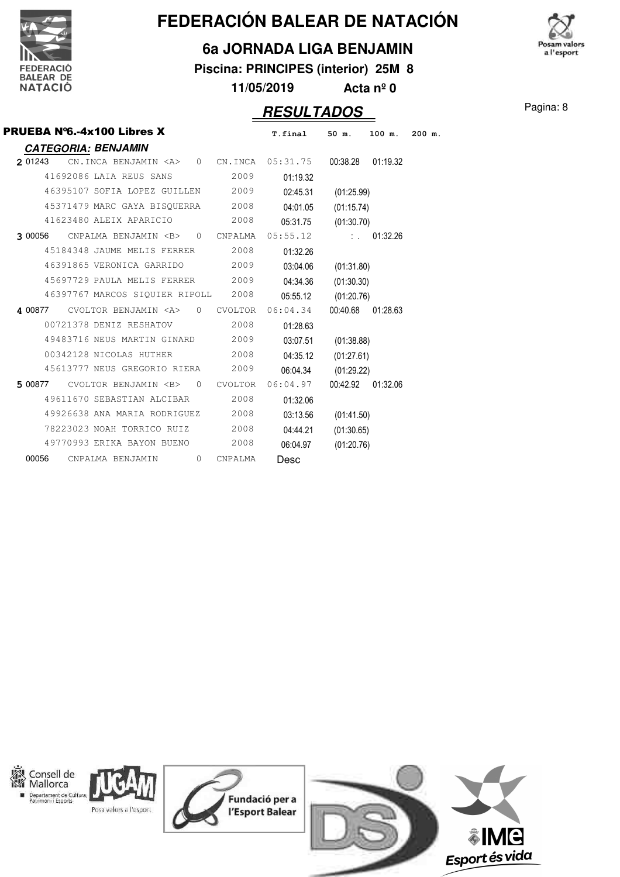# FEDERACIÓN BALEAR DE NATACIÓN

## 6a JORNADA LIGA BENJAMIN

**Piscina: PRINCIPES (interior) 25M 8**

**11/05/2019 Acta nº 0**

## RESULTADOS

### PRUEBA Nº6.-4x100 Libres X

**CATEGORIA: BENJAMIN**

| | | | | T.final | 50 m. | 100 m. | 200 m. |
|---|---|---|---|---|---|---|---|
| 2 | 01243 | CN.INCA BENJAMIN <A> 0 | CN.INCA | 05:31.75 | 00:38.28 | 01:19.32 | |
| | 41692086 | LAIA REUS SANS | 2009 | 01:19.32 | | | |
| | 46395107 | SOFIA LOPEZ GUILLEN | 2009 | 02:45.31 | (01:25.99) | | |
| | 45371479 | MARC GAYA BISQUERRA | 2008 | 04:01.05 | (01:15.74) | | |
| | 41623480 | ALEIX APARICIO | 2008 | 05:31.75 | (01:30.70) | | |
| 3 | 00056 | CNPALMA BENJAMIN <B> 0 | CNPALMA | 05:55.12 | : . | 01:32.26 | |
| | 45184348 | JAUME MELIS FERRER | 2008 | 01:32.26 | | | |
| | 46391865 | VERONICA GARRIDO | 2009 | 03:04.06 | (01:31.80) | | |
| | 45697729 | PAULA MELIS FERRER | 2009 | 04:34.36 | (01:30.30) | | |
| | 46397767 | MARCOS SIQUIER RIPOLL | 2008 | 05:55.12 | (01:20.76) | | |
| 4 | 00877 | CVOLTOR BENJAMIN <A> 0 | CVOLTOR | 06:04.34 | 00:40.68 | 01:28.63 | |
| | 00721378 | DENIZ RESHATOV | 2008 | 01:28.63 | | | |
| | 49483716 | NEUS MARTIN GINARD | 2009 | 03:07.51 | (01:38.88) | | |
| | 00342128 | NICOLAS HUTHER | 2008 | 04:35.12 | (01:27.61) | | |
| | 45613777 | NEUS GREGORIO RIERA | 2009 | 06:04.34 | (01:29.22) | | |
| 5 | 00877 | CVOLTOR BENJAMIN <B> 0 | CVOLTOR | 06:04.97 | 00:42.92 | 01:32.06 | |
| | 49611670 | SEBASTIAN ALCIBAR | 2008 | 01:32.06 | | | |
| | 49926638 | ANA MARIA RODRIGUEZ | 2008 | 03:13.56 | (01:41.50) | | |
| | 78223023 | NOAH TORRICO RUIZ | 2008 | 04:44.21 | (01:30.65) | | |
| | 49770993 | ERIKA BAYON BUENO | 2008 | 06:04.97 | (01:20.76) | | |
| | 00056 | CNPALMA BENJAMIN 0 | CNPALMA | Desc | | | |